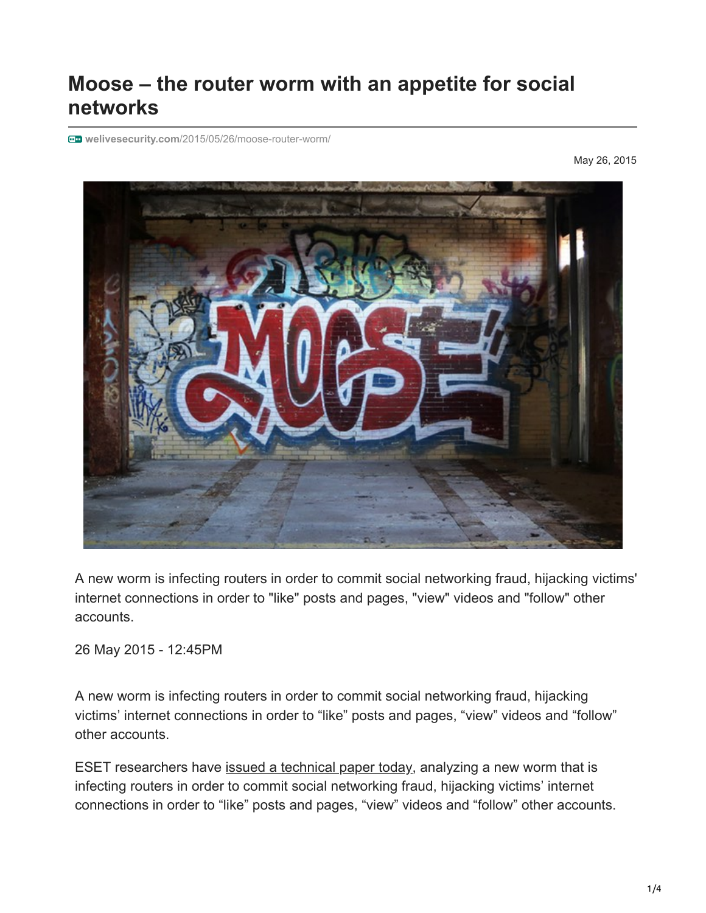# Moose – the router worm with an appetite for social networks

welivesecurity.com/2015/05/26/moose-router-worm/

May 26, 2015

A new worm is infecting routers in order to commit social networking fraud, hijacking victims' internet connections in order to "like" posts and pages, "view" videos and "follow" other accounts.

26 May 2015 - 12:45PM

A new worm is infecting routers in order to commit social networking fraud, hijacking victims' internet connections in order to "like" posts and pages, "view" videos and "follow" other accounts.

ESET researchers have issued a technical paper today, analyzing a new worm that is infecting routers in order to commit social networking fraud, hijacking victims' internet connections in order to "like" posts and pages, "view" videos and "follow" other accounts.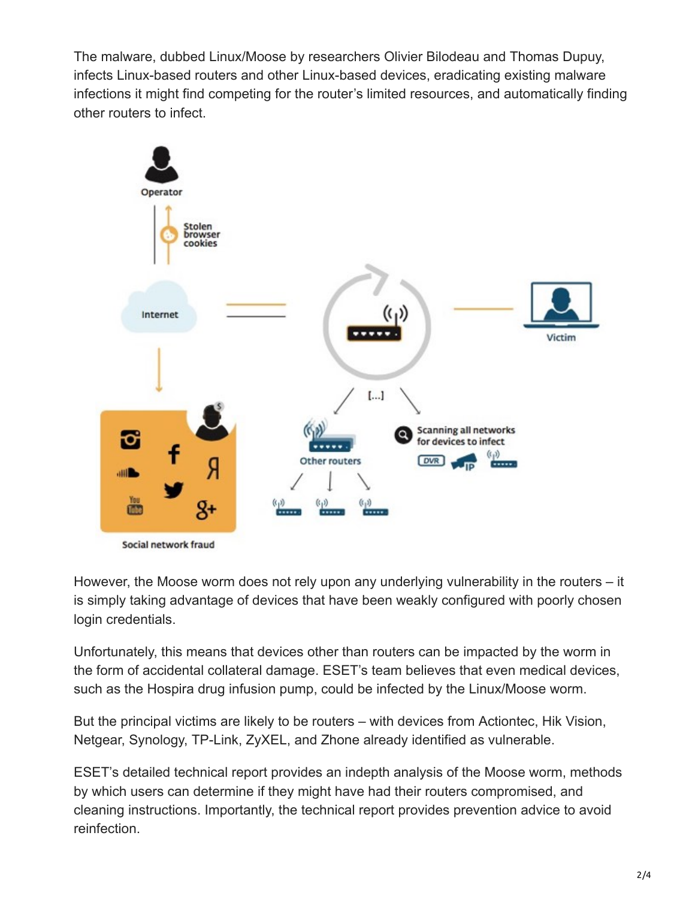The malware, dubbed Linux/Moose by researchers Olivier Bilodeau and Thomas Dupuy, infects Linux-based routers and other Linux-based devices, eradicating existing malware infections it might find competing for the router's limited resources, and automatically finding other routers to infect.

However, the Moose worm does not rely upon any underlying vulnerability in the routers – it is simply taking advantage of devices that have been weakly configured with poorly chosen login credentials.

Unfortunately, this means that devices other than routers can be impacted by the worm in the form of accidental collateral damage. ESET's team believes that even medical devices, such as the Hospira drug infusion pump, could be infected by the Linux/Moose worm.

But the principal victims are likely to be routers – with devices from Actiontec, Hik Vision, Netgear, Synology, TP-Link, ZyXEL, and Zhone already identified as vulnerable.

ESET's detailed technical report provides an indepth analysis of the Moose worm, methods by which users can determine if they might have had their routers compromised, and cleaning instructions. Importantly, the technical report provides prevention advice to avoid reinfection.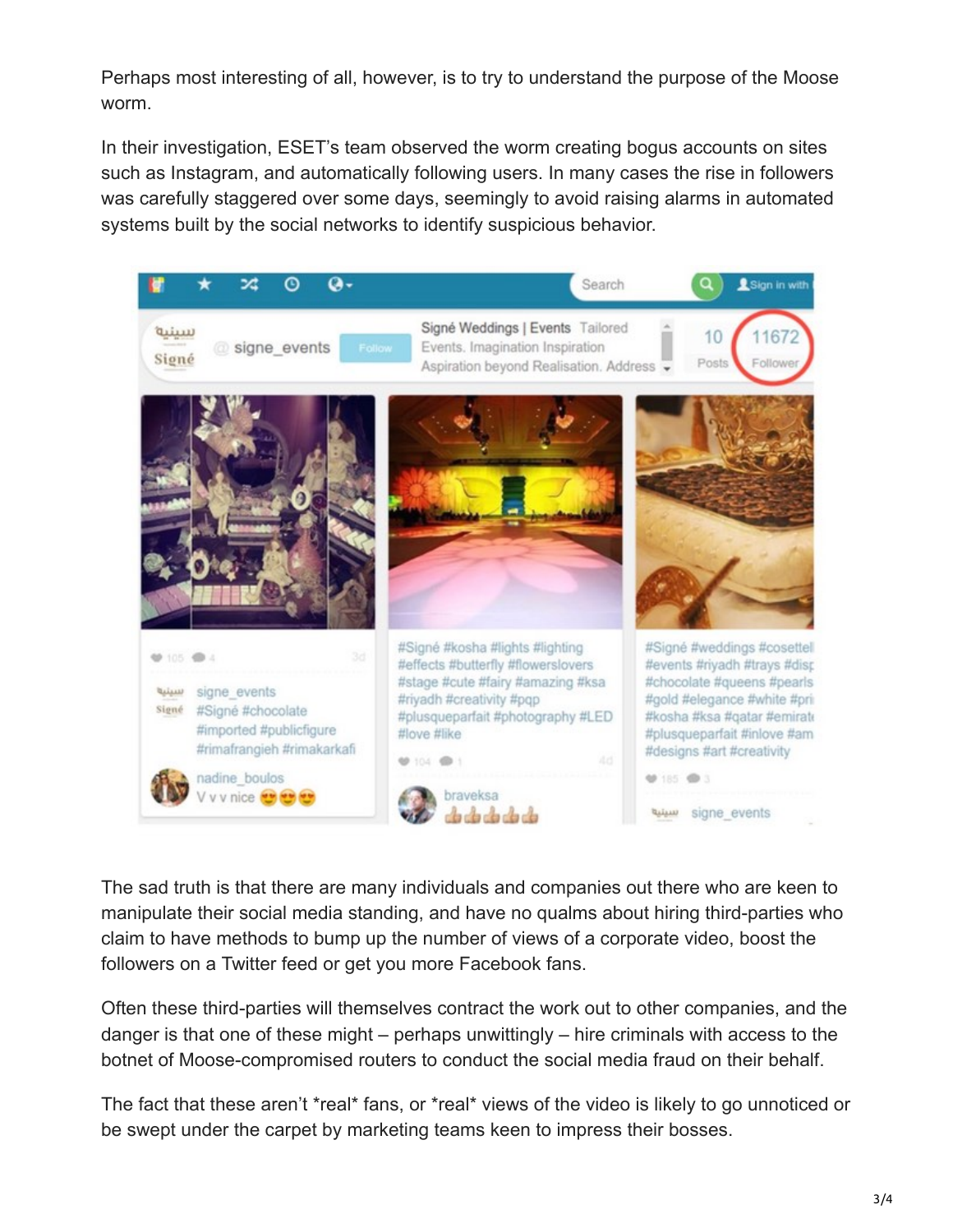Perhaps most interesting of all, however, is to try to understand the purpose of the Moose worm.

In their investigation, ESET's team observed the worm creating bogus accounts on sites such as Instagram, and automatically following users. In many cases the rise in followers was carefully staggered over some days, seemingly to avoid raising alarms in automated systems built by the social networks to identify suspicious behavior.

The sad truth is that there are many individuals and companies out there who are keen to manipulate their social media standing, and have no qualms about hiring third-parties who claim to have methods to bump up the number of views of a corporate video, boost the followers on a Twitter feed or get you more Facebook fans.

Often these third-parties will themselves contract the work out to other companies, and the danger is that one of these might – perhaps unwittingly – hire criminals with access to the botnet of Moose-compromised routers to conduct the social media fraud on their behalf.

The fact that these aren't *real* fans, or *real* views of the video is likely to go unnoticed or be swept under the carpet by marketing teams keen to impress their bosses.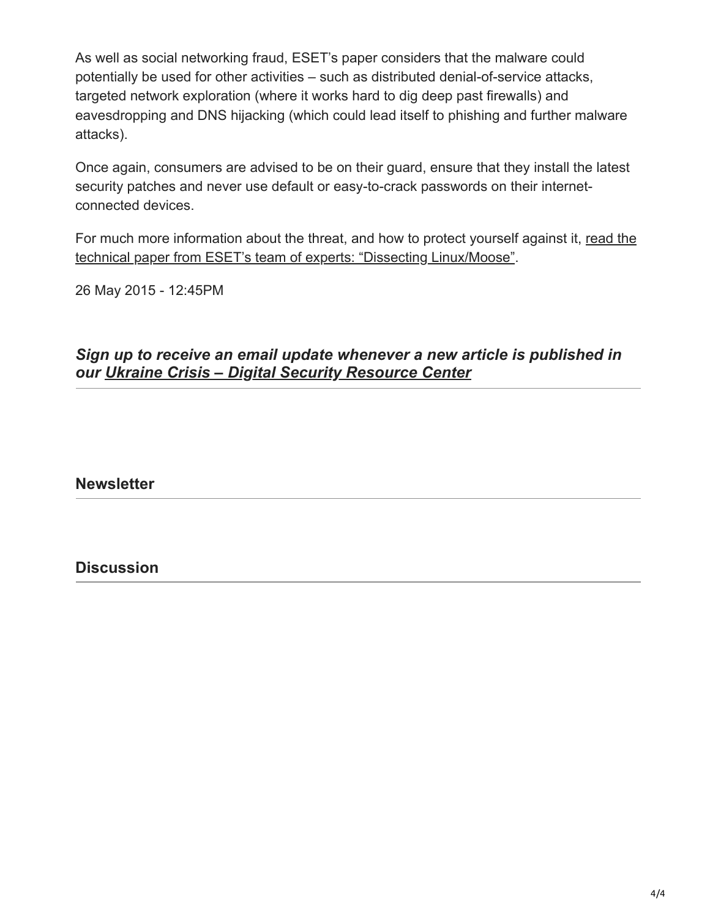As well as social networking fraud, ESET's paper considers that the malware could potentially be used for other activities – such as distributed denial-of-service attacks, targeted network exploration (where it works hard to dig deep past firewalls) and eavesdropping and DNS hijacking (which could lead itself to phishing and further malware attacks).

Once again, consumers are advised to be on their guard, ensure that they install the latest security patches and never use default or easy-to-crack passwords on their internet-connected devices.

For much more information about the threat, and how to protect yourself against it, read the technical paper from ESET's team of experts: "Dissecting Linux/Moose".

26 May 2015 - 12:45PM

***Sign up to receive an email update whenever a new article is published in our Ukraine Crisis – Digital Security Resource Center***

**Newsletter**

**Discussion**